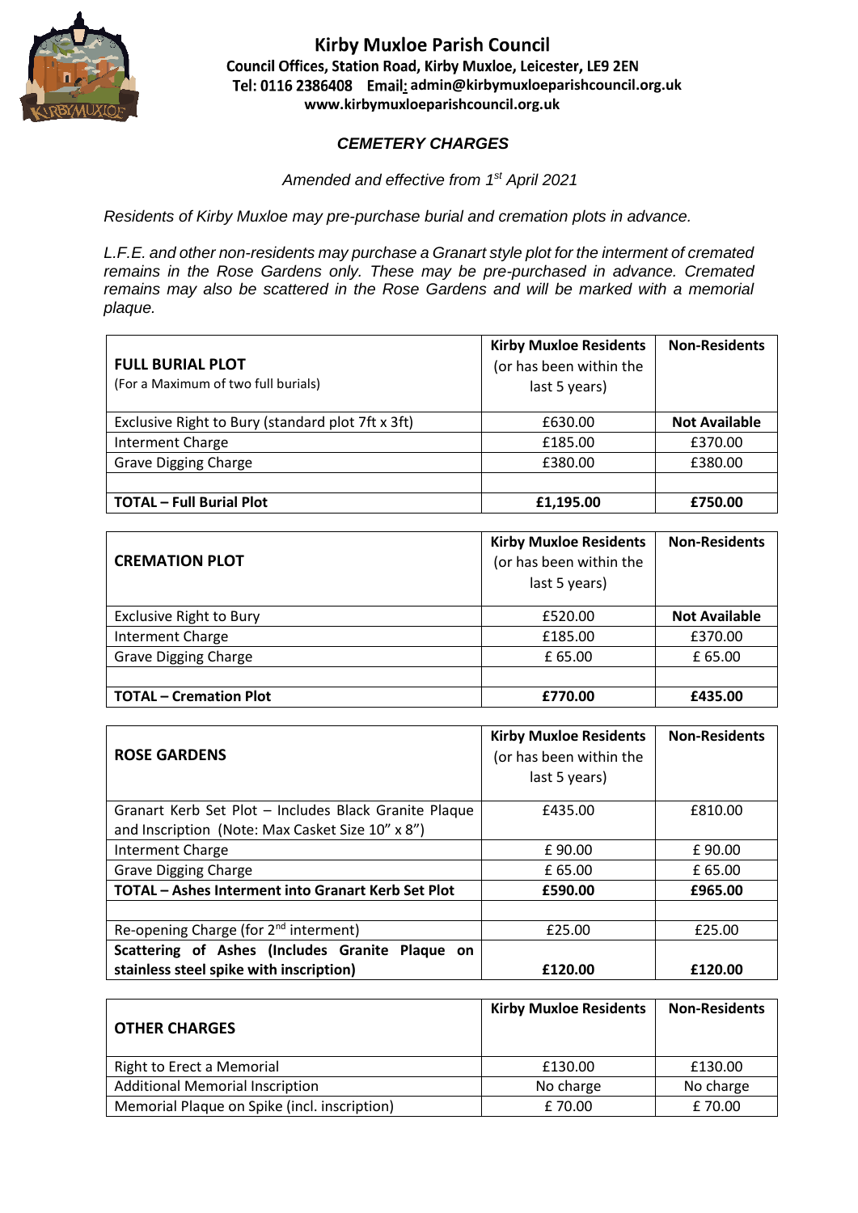# Kirby Muxloe Parish Council

**Council Offices, Station Road, Kirby Muxloe, Leicester, LE9 2EN**
**Tel: 0116 2386408 Email: admin@kirbymuxloeparishcouncil.org.uk**
**www.kirbymuxloeparishcouncil.org.uk**

## *CEMETERY CHARGES*

*Amended and effective from 1st April 2021*

*Residents of Kirby Muxloe may pre-purchase burial and cremation plots in advance.*

*L.F.E. and other non-residents may purchase a Granart style plot for the interment of cremated remains in the Rose Gardens only. These may be pre-purchased in advance. Cremated remains may also be scattered in the Rose Gardens and will be marked with a memorial plaque.*

| **FULL BURIAL PLOT** (For a Maximum of two full burials) | **Kirby Muxloe Residents** (or has been within the last 5 years) | **Non-Residents** |
|---|---|---|
| Exclusive Right to Bury (standard plot 7ft x 3ft) | £630.00 | **Not Available** |
| Interment Charge | £185.00 | £370.00 |
| Grave Digging Charge | £380.00 | £380.00 |
| | | |
| **TOTAL – Full Burial Plot** | **£1,195.00** | **£750.00** |

| **CREMATION PLOT** | **Kirby Muxloe Residents** (or has been within the last 5 years) | **Non-Residents** |
|---|---|---|
| Exclusive Right to Bury | £520.00 | **Not Available** |
| Interment Charge | £185.00 | £370.00 |
| Grave Digging Charge | £ 65.00 | £ 65.00 |
| | | |
| **TOTAL – Cremation Plot** | **£770.00** | **£435.00** |

| **ROSE GARDENS** | **Kirby Muxloe Residents** (or has been within the last 5 years) | **Non-Residents** |
|---|---|---|
| Granart Kerb Set Plot – Includes Black Granite Plaque and Inscription (Note: Max Casket Size 10" x 8") | £435.00 | £810.00 |
| Interment Charge | £ 90.00 | £ 90.00 |
| Grave Digging Charge | £ 65.00 | £ 65.00 |
| **TOTAL – Ashes Interment into Granart Kerb Set Plot** | **£590.00** | **£965.00** |
| | | |
| Re-opening Charge (for 2nd interment) | £25.00 | £25.00 |
| **Scattering of Ashes (Includes Granite Plaque on stainless steel spike with inscription)** | **£120.00** | **£120.00** |

| **OTHER CHARGES** | **Kirby Muxloe Residents** | **Non-Residents** |
|---|---|---|
| Right to Erect a Memorial | £130.00 | £130.00 |
| Additional Memorial Inscription | No charge | No charge |
| Memorial Plaque on Spike (incl. inscription) | £ 70.00 | £ 70.00 |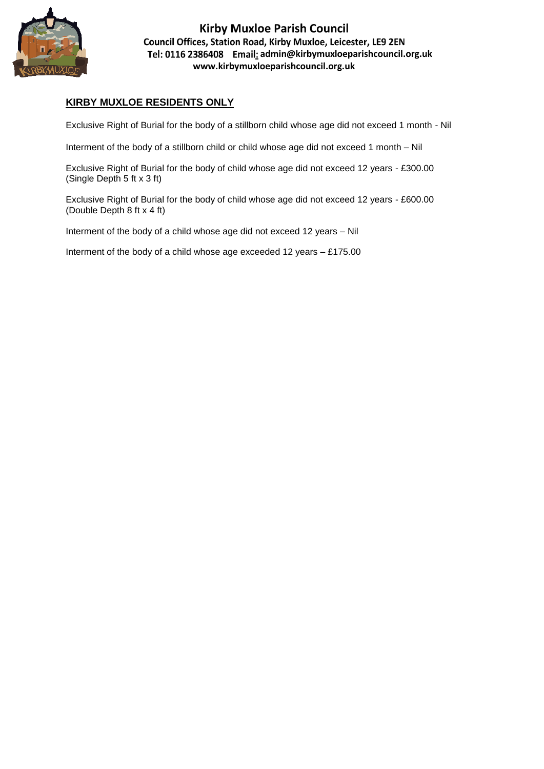**Kirby Muxloe Parish Council**
**Council Offices, Station Road, Kirby Muxloe, Leicester, LE9 2EN**
**Tel: 0116 2386408 Email: admin@kirbymuxloeparishcouncil.org.uk**
**www.kirbymuxloeparishcouncil.org.uk**

## KIRBY MUXLOE RESIDENTS ONLY

Exclusive Right of Burial for the body of a stillborn child whose age did not exceed 1 month - Nil

Interment of the body of a stillborn child or child whose age did not exceed 1 month – Nil

Exclusive Right of Burial for the body of child whose age did not exceed 12 years - £300.00 (Single Depth 5 ft x 3 ft)

Exclusive Right of Burial for the body of child whose age did not exceed 12 years - £600.00 (Double Depth 8 ft x 4 ft)

Interment of the body of a child whose age did not exceed 12 years – Nil

Interment of the body of a child whose age exceeded 12 years – £175.00